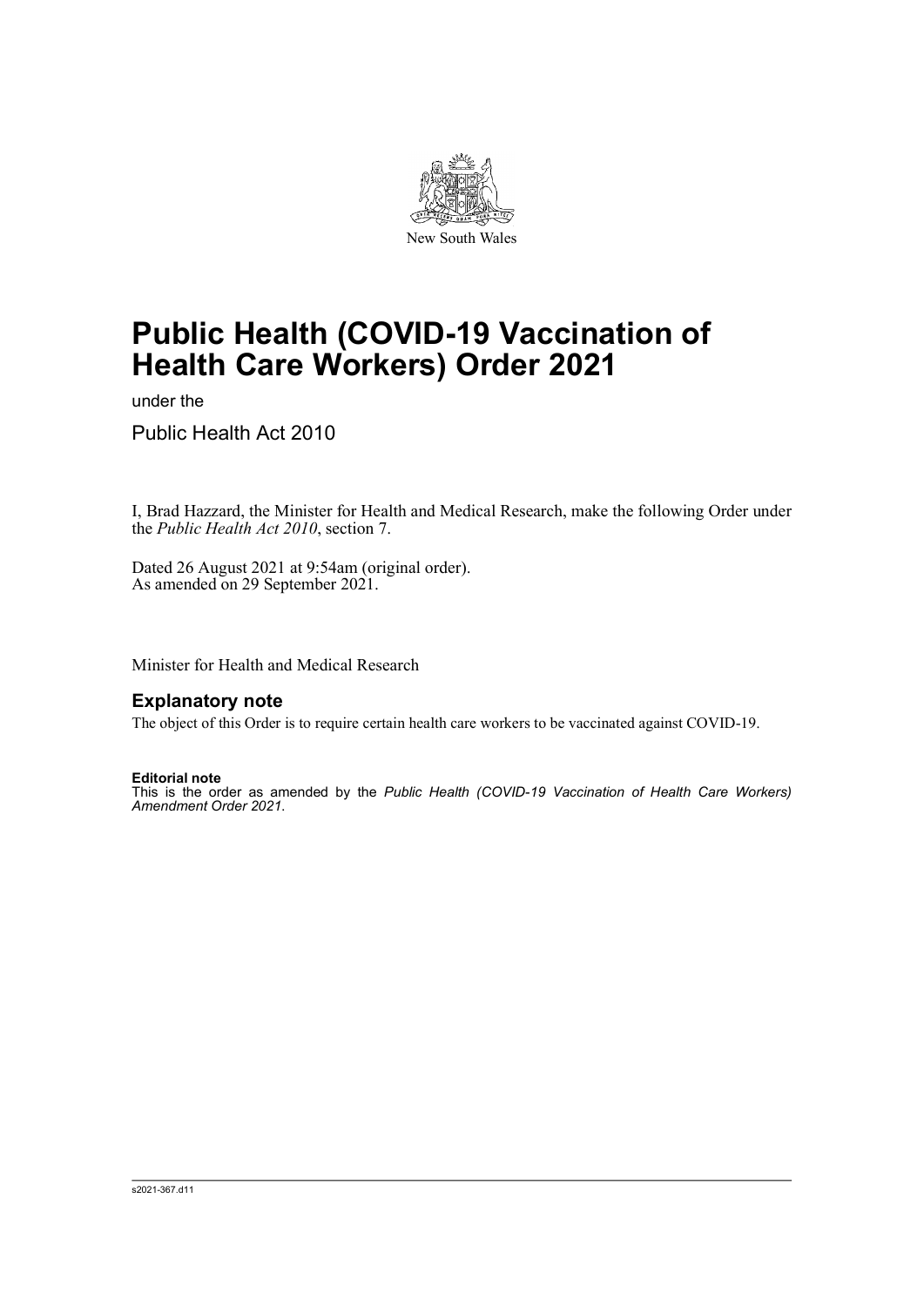New South Wales

# Public Health (COVID-19 Vaccination of Health Care Workers) Order 2021

under the

Public Health Act 2010

I, Brad Hazzard, the Minister for Health and Medical Research, make the following Order under the *Public Health Act 2010*, section 7.

Dated 26 August 2021 at 9:54am (original order).
As amended on 29 September 2021.

Minister for Health and Medical Research

## Explanatory note

The object of this Order is to require certain health care workers to be vaccinated against COVID-19.

**Editorial note**

This is the order as amended by the *Public Health (COVID-19 Vaccination of Health Care Workers) Amendment Order 2021*.

s2021-367.d11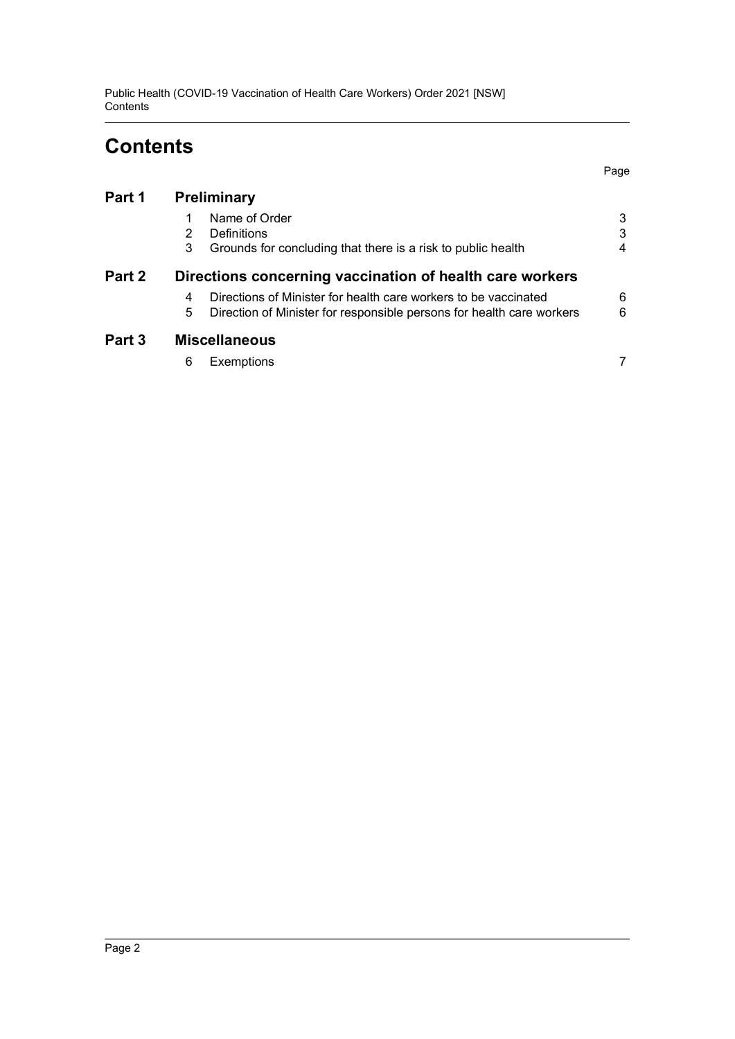# Contents

| | | | Page |
|---|---|---|---|
| **Part 1** | **Preliminary** | | |
| | 1 | Name of Order | 3 |
| | 2 | Definitions | 3 |
| | 3 | Grounds for concluding that there is a risk to public health | 4 |
| **Part 2** | **Directions concerning vaccination of health care workers** | | |
| | 4 | Directions of Minister for health care workers to be vaccinated | 6 |
| | 5 | Direction of Minister for responsible persons for health care workers | 6 |
| **Part 3** | **Miscellaneous** | | |
| | 6 | Exemptions | 7 |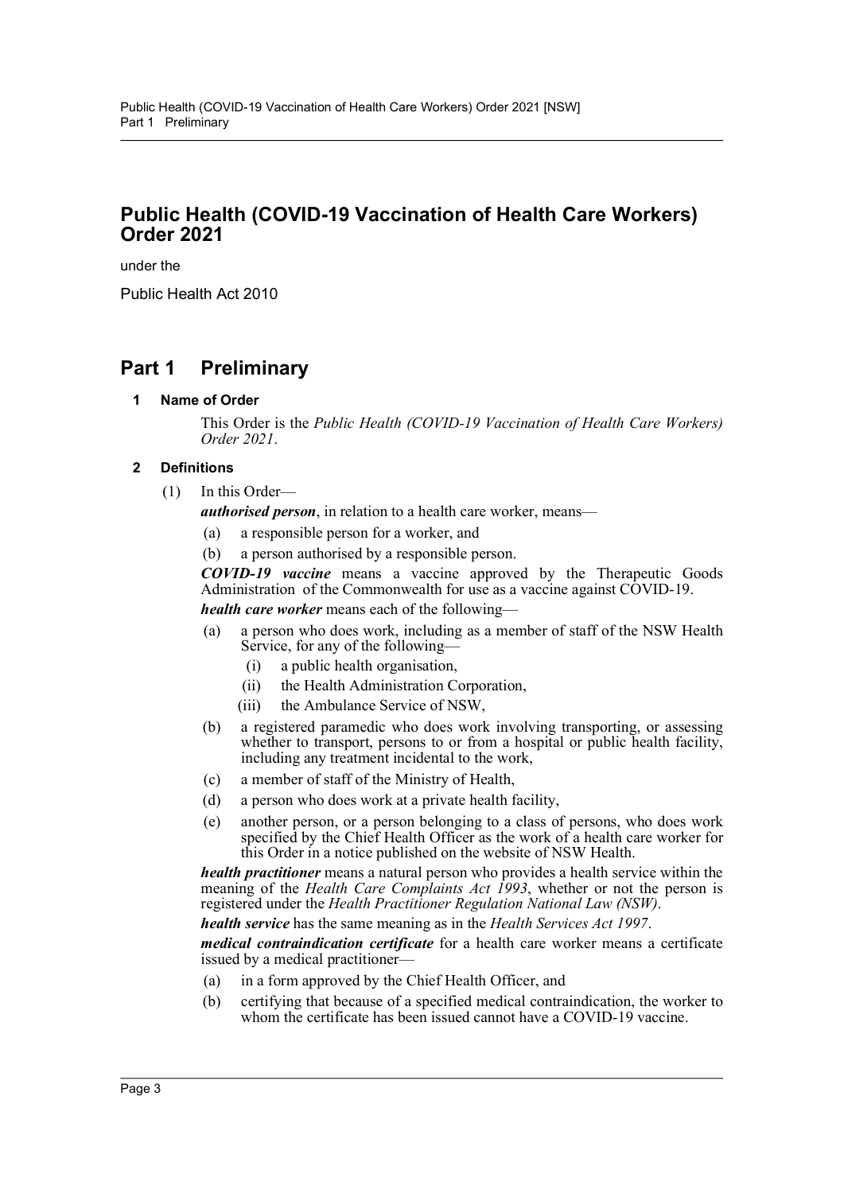# Public Health (COVID-19 Vaccination of Health Care Workers) Order 2021

under the

Public Health Act 2010

## Part 1 Preliminary

### 1 Name of Order

This Order is the *Public Health (COVID-19 Vaccination of Health Care Workers) Order 2021*.

### 2 Definitions

(1) In this Order—

***authorised person***, in relation to a health care worker, means—

- (a) a responsible person for a worker, and
- (b) a person authorised by a responsible person.

***COVID-19 vaccine*** means a vaccine approved by the Therapeutic Goods Administration of the Commonwealth for use as a vaccine against COVID-19.

***health care worker*** means each of the following—

- (a) a person who does work, including as a member of staff of the NSW Health Service, for any of the following—
  - (i) a public health organisation,
  - (ii) the Health Administration Corporation,
  - (iii) the Ambulance Service of NSW,
- (b) a registered paramedic who does work involving transporting, or assessing whether to transport, persons to or from a hospital or public health facility, including any treatment incidental to the work,
- (c) a member of staff of the Ministry of Health,
- (d) a person who does work at a private health facility,
- (e) another person, or a person belonging to a class of persons, who does work specified by the Chief Health Officer as the work of a health care worker for this Order in a notice published on the website of NSW Health.

***health practitioner*** means a natural person who provides a health service within the meaning of the *Health Care Complaints Act 1993*, whether or not the person is registered under the *Health Practitioner Regulation National Law (NSW)*.

***health service*** has the same meaning as in the *Health Services Act 1997*.

***medical contraindication certificate*** for a health care worker means a certificate issued by a medical practitioner—

- (a) in a form approved by the Chief Health Officer, and
- (b) certifying that because of a specified medical contraindication, the worker to whom the certificate has been issued cannot have a COVID-19 vaccine.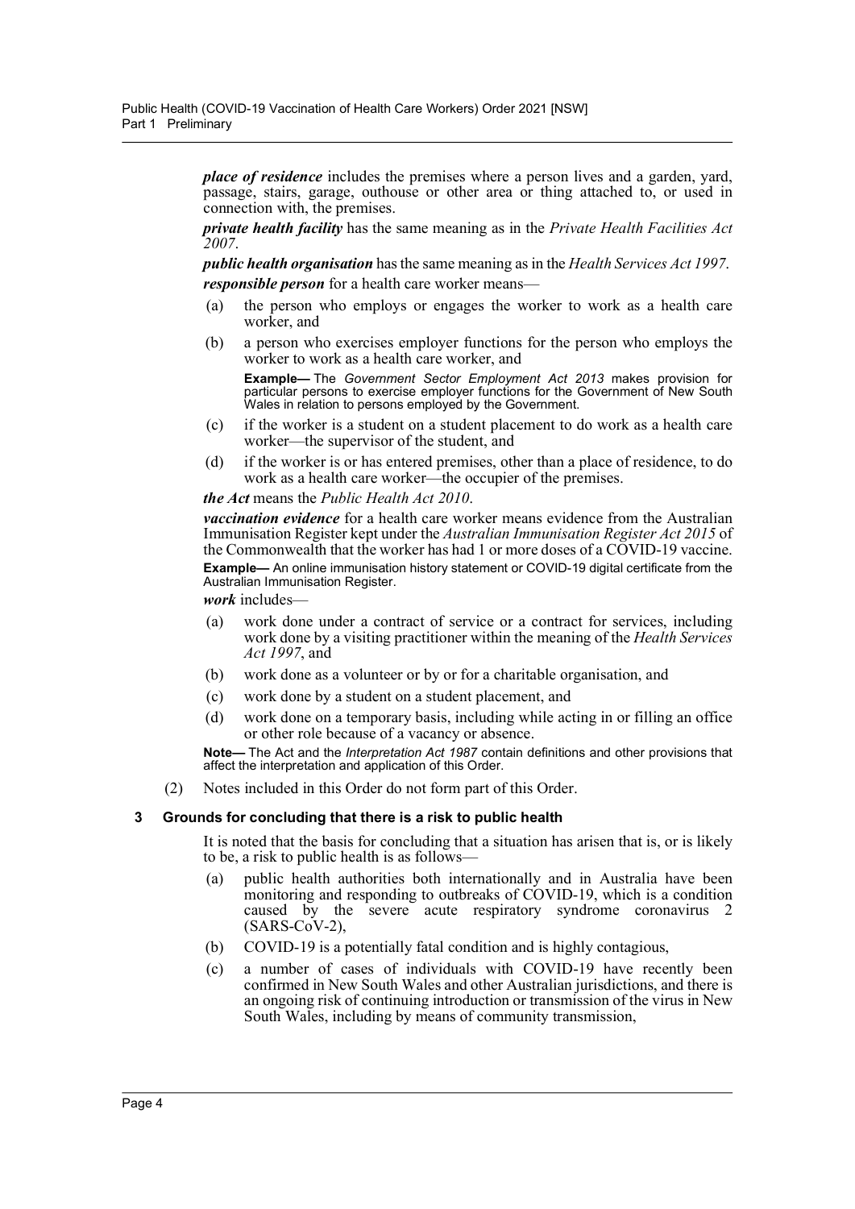***place of residence*** includes the premises where a person lives and a garden, yard, passage, stairs, garage, outhouse or other area or thing attached to, or used in connection with, the premises.

***private health facility*** has the same meaning as in the *Private Health Facilities Act 2007*.

***public health organisation*** has the same meaning as in the *Health Services Act 1997*.

***responsible person*** for a health care worker means—

(a) the person who employs or engages the worker to work as a health care worker, and

(b) a person who exercises employer functions for the person who employs the worker to work as a health care worker, and

**Example—** The *Government Sector Employment Act 2013* makes provision for particular persons to exercise employer functions for the Government of New South Wales in relation to persons employed by the Government.

(c) if the worker is a student on a student placement to do work as a health care worker—the supervisor of the student, and

(d) if the worker is or has entered premises, other than a place of residence, to do work as a health care worker—the occupier of the premises.

***the Act*** means the *Public Health Act 2010*.

***vaccination evidence*** for a health care worker means evidence from the Australian Immunisation Register kept under the *Australian Immunisation Register Act 2015* of the Commonwealth that the worker has had 1 or more doses of a COVID-19 vaccine.

**Example—** An online immunisation history statement or COVID-19 digital certificate from the Australian Immunisation Register.

***work*** includes—

(a) work done under a contract of service or a contract for services, including work done by a visiting practitioner within the meaning of the *Health Services Act 1997*, and

(b) work done as a volunteer or by or for a charitable organisation, and

(c) work done by a student on a student placement, and

(d) work done on a temporary basis, including while acting in or filling an office or other role because of a vacancy or absence.

**Note—** The Act and the *Interpretation Act 1987* contain definitions and other provisions that affect the interpretation and application of this Order.

(2) Notes included in this Order do not form part of this Order.

### 3 Grounds for concluding that there is a risk to public health

It is noted that the basis for concluding that a situation has arisen that is, or is likely to be, a risk to public health is as follows—

(a) public health authorities both internationally and in Australia have been monitoring and responding to outbreaks of COVID-19, which is a condition caused by the severe acute respiratory syndrome coronavirus 2 (SARS-CoV-2),

(b) COVID-19 is a potentially fatal condition and is highly contagious,

(c) a number of cases of individuals with COVID-19 have recently been confirmed in New South Wales and other Australian jurisdictions, and there is an ongoing risk of continuing introduction or transmission of the virus in New South Wales, including by means of community transmission,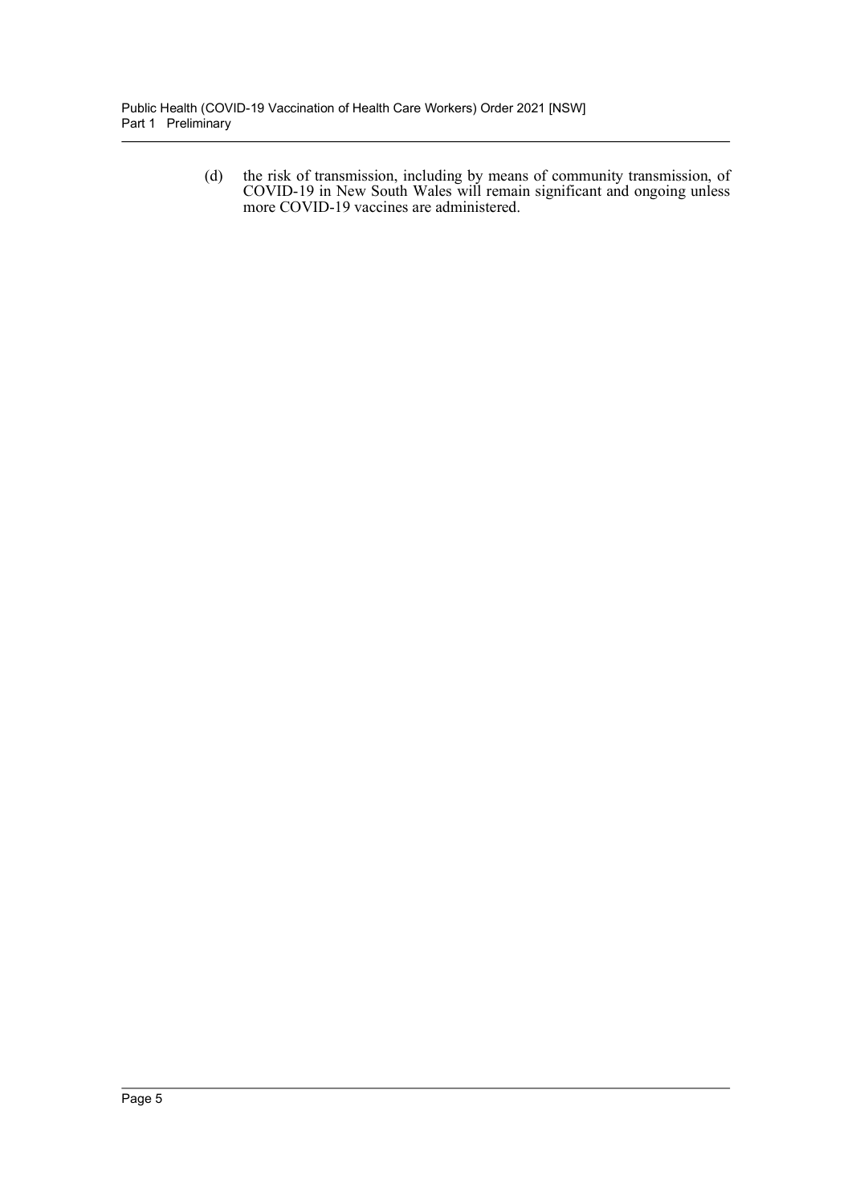(d) the risk of transmission, including by means of community transmission, of COVID-19 in New South Wales will remain significant and ongoing unless more COVID-19 vaccines are administered.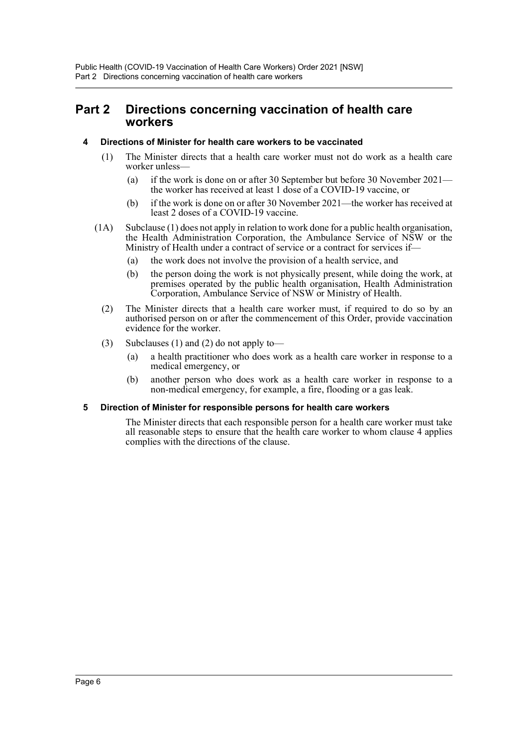# Part 2 Directions concerning vaccination of health care workers

### 4 Directions of Minister for health care workers to be vaccinated

(1) The Minister directs that a health care worker must not do work as a health care worker unless—

- (a) if the work is done on or after 30 September but before 30 November 2021—the worker has received at least 1 dose of a COVID-19 vaccine, or
- (b) if the work is done on or after 30 November 2021—the worker has received at least 2 doses of a COVID-19 vaccine.

(1A) Subclause (1) does not apply in relation to work done for a public health organisation, the Health Administration Corporation, the Ambulance Service of NSW or the Ministry of Health under a contract of service or a contract for services if—

- (a) the work does not involve the provision of a health service, and
- (b) the person doing the work is not physically present, while doing the work, at premises operated by the public health organisation, Health Administration Corporation, Ambulance Service of NSW or Ministry of Health.

(2) The Minister directs that a health care worker must, if required to do so by an authorised person on or after the commencement of this Order, provide vaccination evidence for the worker.

(3) Subclauses (1) and (2) do not apply to—

- (a) a health practitioner who does work as a health care worker in response to a medical emergency, or
- (b) another person who does work as a health care worker in response to a non-medical emergency, for example, a fire, flooding or a gas leak.

### 5 Direction of Minister for responsible persons for health care workers

The Minister directs that each responsible person for a health care worker must take all reasonable steps to ensure that the health care worker to whom clause 4 applies complies with the directions of the clause.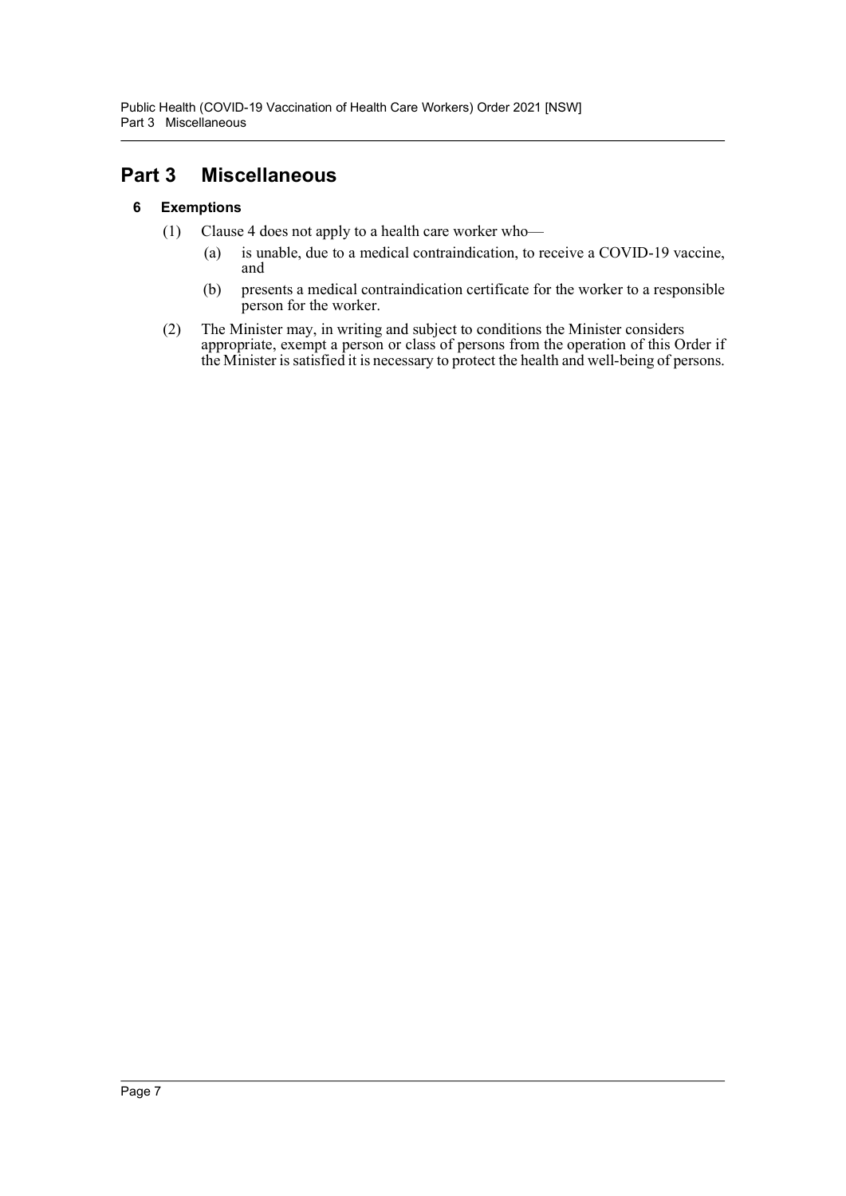# Part 3 Miscellaneous

## 6 Exemptions

(1) Clause 4 does not apply to a health care worker who—

(a) is unable, due to a medical contraindication, to receive a COVID-19 vaccine, and

(b) presents a medical contraindication certificate for the worker to a responsible person for the worker.

(2) The Minister may, in writing and subject to conditions the Minister considers appropriate, exempt a person or class of persons from the operation of this Order if the Minister is satisfied it is necessary to protect the health and well-being of persons.